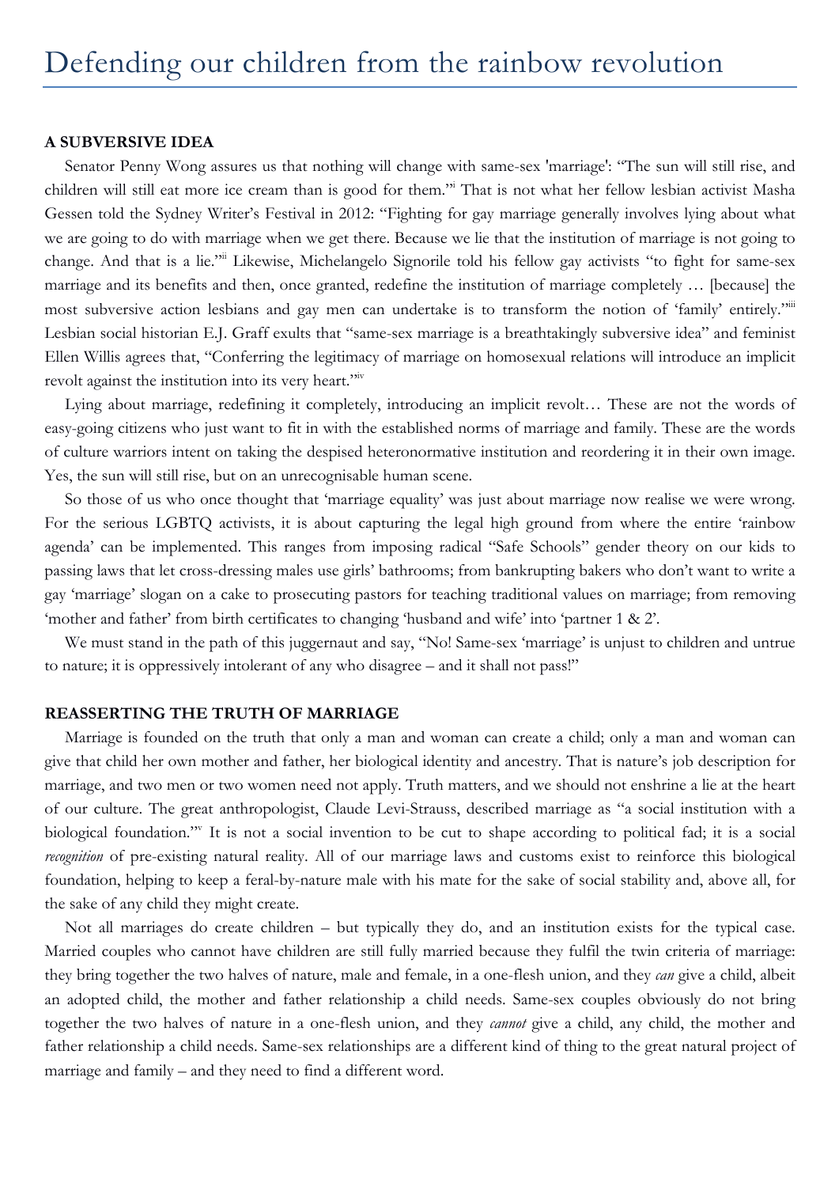# Defending our children from the rainbow revolution

**A SUBVERSIVE IDEA**

Senator Penny Wong assures us that nothing will change with same-sex 'marriage': "The sun will still rise, and children will still eat more ice cream than is good for them."[i] That is not what her fellow lesbian activist Masha Gessen told the Sydney Writer's Festival in 2012: "Fighting for gay marriage generally involves lying about what we are going to do with marriage when we get there. Because we lie that the institution of marriage is not going to change. And that is a lie."[ii] Likewise, Michelangelo Signorile told his fellow gay activists "to fight for same-sex marriage and its benefits and then, once granted, redefine the institution of marriage completely … [because] the most subversive action lesbians and gay men can undertake is to transform the notion of 'family' entirely."[iii] Lesbian social historian E.J. Graff exults that "same-sex marriage is a breathtakingly subversive idea" and feminist Ellen Willis agrees that, "Conferring the legitimacy of marriage on homosexual relations will introduce an implicit revolt against the institution into its very heart."[iv]

Lying about marriage, redefining it completely, introducing an implicit revolt… These are not the words of easy-going citizens who just want to fit in with the established norms of marriage and family. These are the words of culture warriors intent on taking the despised heteronormative institution and reordering it in their own image. Yes, the sun will still rise, but on an unrecognisable human scene.

So those of us who once thought that 'marriage equality' was just about marriage now realise we were wrong. For the serious LGBTQ activists, it is about capturing the legal high ground from where the entire 'rainbow agenda' can be implemented. This ranges from imposing radical "Safe Schools" gender theory on our kids to passing laws that let cross-dressing males use girls' bathrooms; from bankrupting bakers who don't want to write a gay 'marriage' slogan on a cake to prosecuting pastors for teaching traditional values on marriage; from removing 'mother and father' from birth certificates to changing 'husband and wife' into 'partner 1 & 2'.

We must stand in the path of this juggernaut and say, "No! Same-sex 'marriage' is unjust to children and untrue to nature; it is oppressively intolerant of any who disagree – and it shall not pass!"

**REASSERTING THE TRUTH OF MARRIAGE**

Marriage is founded on the truth that only a man and woman can create a child; only a man and woman can give that child her own mother and father, her biological identity and ancestry. That is nature's job description for marriage, and two men or two women need not apply. Truth matters, and we should not enshrine a lie at the heart of our culture. The great anthropologist, Claude Levi-Strauss, described marriage as "a social institution with a biological foundation."[v] It is not a social invention to be cut to shape according to political fad; it is a social *recognition* of pre-existing natural reality. All of our marriage laws and customs exist to reinforce this biological foundation, helping to keep a feral-by-nature male with his mate for the sake of social stability and, above all, for the sake of any child they might create.

Not all marriages do create children – but typically they do, and an institution exists for the typical case. Married couples who cannot have children are still fully married because they fulfil the twin criteria of marriage: they bring together the two halves of nature, male and female, in a one-flesh union, and they *can* give a child, albeit an adopted child, the mother and father relationship a child needs. Same-sex couples obviously do not bring together the two halves of nature in a one-flesh union, and they *cannot* give a child, any child, the mother and father relationship a child needs. Same-sex relationships are a different kind of thing to the great natural project of marriage and family – and they need to find a different word.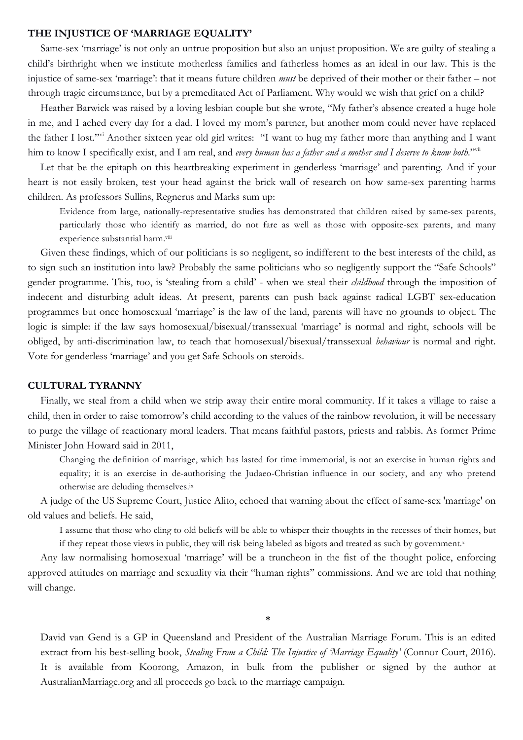## THE INJUSTICE OF 'MARRIAGE EQUALITY'

Same-sex 'marriage' is not only an untrue proposition but also an unjust proposition. We are guilty of stealing a child's birthright when we institute motherless families and fatherless homes as an ideal in our law. This is the injustice of same-sex 'marriage': that it means future children *must* be deprived of their mother or their father – not through tragic circumstance, but by a premeditated Act of Parliament. Why would we wish that grief on a child?

Heather Barwick was raised by a loving lesbian couple but she wrote, "My father's absence created a huge hole in me, and I ached every day for a dad. I loved my mom's partner, but another mom could never have replaced the father I lost."[vi] Another sixteen year old girl writes: "I want to hug my father more than anything and I want him to know I specifically exist, and I am real, and *every human has a father and a mother and I deserve to know both.*"[vii]

Let that be the epitaph on this heartbreaking experiment in genderless 'marriage' and parenting. And if your heart is not easily broken, test your head against the brick wall of research on how same-sex parenting harms children. As professors Sullins, Regnerus and Marks sum up:

> Evidence from large, nationally-representative studies has demonstrated that children raised by same-sex parents, particularly those who identify as married, do not fare as well as those with opposite-sex parents, and many experience substantial harm.[viii]

Given these findings, which of our politicians is so negligent, so indifferent to the best interests of the child, as to sign such an institution into law? Probably the same politicians who so negligently support the "Safe Schools" gender programme. This, too, is 'stealing from a child' - when we steal their *childhood* through the imposition of indecent and disturbing adult ideas. At present, parents can push back against radical LGBT sex-education programmes but once homosexual 'marriage' is the law of the land, parents will have no grounds to object. The logic is simple: if the law says homosexual/bisexual/transsexual 'marriage' is normal and right, schools will be obliged, by anti-discrimination law, to teach that homosexual/bisexual/transsexual *behaviour* is normal and right. Vote for genderless 'marriage' and you get Safe Schools on steroids.

## CULTURAL TYRANNY

Finally, we steal from a child when we strip away their entire moral community. If it takes a village to raise a child, then in order to raise tomorrow's child according to the values of the rainbow revolution, it will be necessary to purge the village of reactionary moral leaders. That means faithful pastors, priests and rabbis. As former Prime Minister John Howard said in 2011,

> Changing the definition of marriage, which has lasted for time immemorial, is not an exercise in human rights and equality; it is an exercise in de-authorising the Judaeo-Christian influence in our society, and any who pretend otherwise are deluding themselves.[ix]

A judge of the US Supreme Court, Justice Alito, echoed that warning about the effect of same-sex 'marriage' on old values and beliefs. He said,

> I assume that those who cling to old beliefs will be able to whisper their thoughts in the recesses of their homes, but if they repeat those views in public, they will risk being labeled as bigots and treated as such by government.[x]

Any law normalising homosexual 'marriage' will be a truncheon in the fist of the thought police, enforcing approved attitudes on marriage and sexuality via their "human rights" commissions. And we are told that nothing will change.

*

David van Gend is a GP in Queensland and President of the Australian Marriage Forum. This is an edited extract from his best-selling book, *Stealing From a Child: The Injustice of 'Marriage Equality'* (Connor Court, 2016). It is available from Koorong, Amazon, in bulk from the publisher or signed by the author at AustralianMarriage.org and all proceeds go back to the marriage campaign.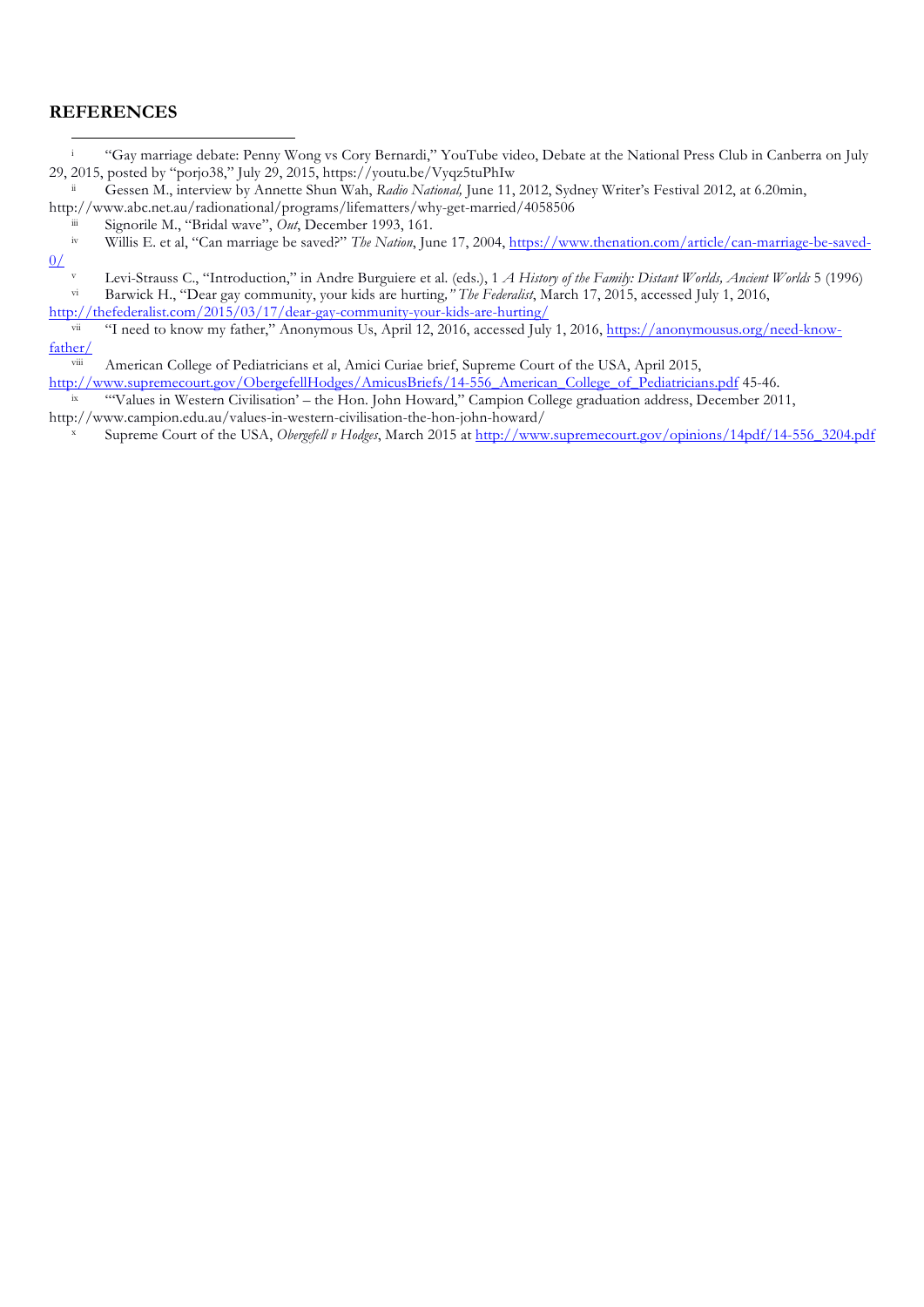## REFERENCES

[i] "Gay marriage debate: Penny Wong vs Cory Bernardi," YouTube video, Debate at the National Press Club in Canberra on July 29, 2015, posted by "porjo38," July 29, 2015, https://youtu.be/Vyqz5tuPhIw

[ii] Gessen M., interview by Annette Shun Wah, *Radio National,* June 11, 2012, Sydney Writer's Festival 2012, at 6.20min, http://www.abc.net.au/radionational/programs/lifematters/why-get-married/4058506

[iii] Signorile M., "Bridal wave", *Out*, December 1993, 161.

[iv] Willis E. et al, "Can marriage be saved?" *The Nation*, June 17, 2004, https://www.thenation.com/article/can-marriage-be-saved-0/

[v] Levi-Strauss C., "Introduction," in Andre Burguiere et al. (eds.), 1 *A History of the Family: Distant Worlds, Ancient Worlds* 5 (1996)

[vi] Barwick H., "Dear gay community, your kids are hurting*," The Federalist*, March 17, 2015, accessed July 1, 2016, http://thefederalist.com/2015/03/17/dear-gay-community-your-kids-are-hurting/

[vii] "I need to know my father," Anonymous Us, April 12, 2016, accessed July 1, 2016, https://anonymousus.org/need-know-father/

[viii] American College of Pediatricians et al, Amici Curiae brief, Supreme Court of the USA, April 2015, http://www.supremecourt.gov/ObergefellHodges/AmicusBriefs/14-556_American_College_of_Pediatricians.pdf 45-46.

[ix] "'Values in Western Civilisation' – the Hon. John Howard," Campion College graduation address, December 2011, http://www.campion.edu.au/values-in-western-civilisation-the-hon-john-howard/

[x] Supreme Court of the USA, *Obergefell v Hodges*, March 2015 at http://www.supremecourt.gov/opinions/14pdf/14-556_3204.pdf